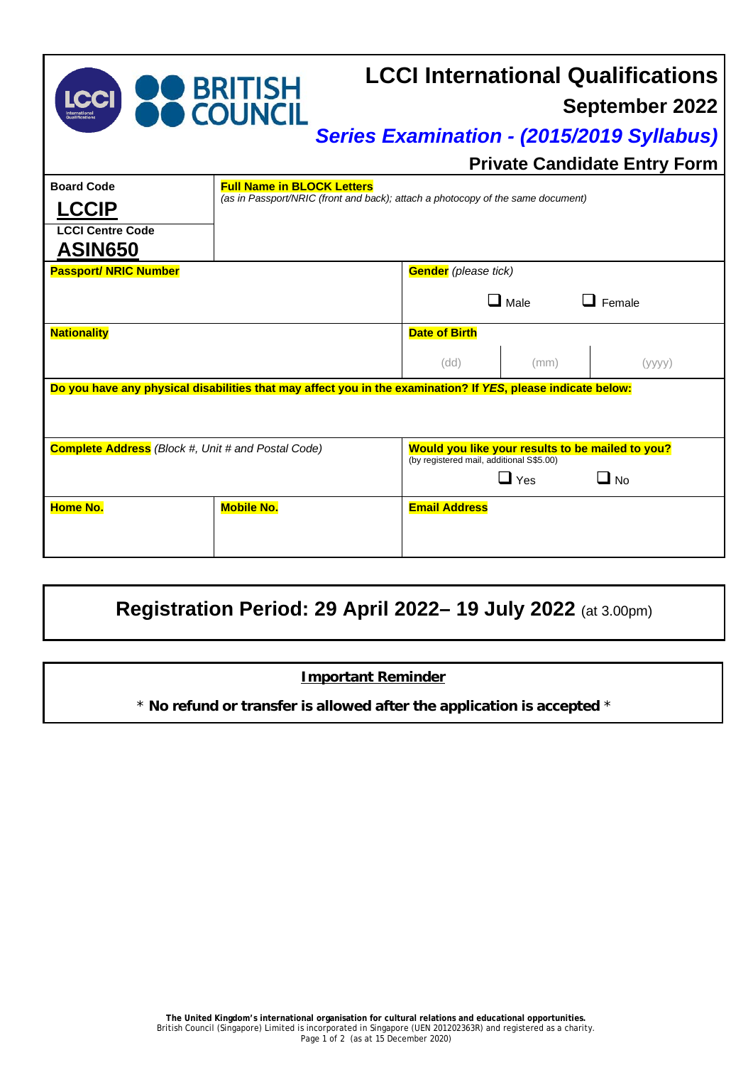# LCCI International Qualifications

## September 2022

## *Series Examination - (2015/2019 Syllabus)*

### Private Candidate Entry Form

| **Board Code**<br>**LCCIP**<br>**LCCI Centre Code**<br>**ASIN650** | **Full Name in BLOCK Letters**<br>*(as in Passport/NRIC (front and back); attach a photocopy of the same document)* | | |
|---|---|---|---|
| **Passport/ NRIC Number** | | **Gender** *(please tick)*<br>☐ Male ☐ Female | |
| **Nationality** | | **Date of Birth**<br>(dd) (mm) (yyyy) | |
| **Do you have any physical disabilities that may affect you in the examination? If *YES*, please indicate below:** | | | |
| **Complete Address** *(Block #, Unit # and Postal Code)* | | **Would you like your results to be mailed to you?**<br>(by registered mail, additional S$5.00)<br>☐ Yes ☐ No | |
| **Home No.** | **Mobile No.** | **Email Address** | |

## Registration Period: 29 April 2022– 19 July 2022 (at 3.00pm)

**Important Reminder**

\* **No refund or transfer is allowed after the application is accepted** \*

**The United Kingdom's international organisation for cultural relations and educational opportunities.**
British Council (Singapore) Limited is incorporated in Singapore (UEN 201202363R) and registered as a charity.
(as at 15 December 2020)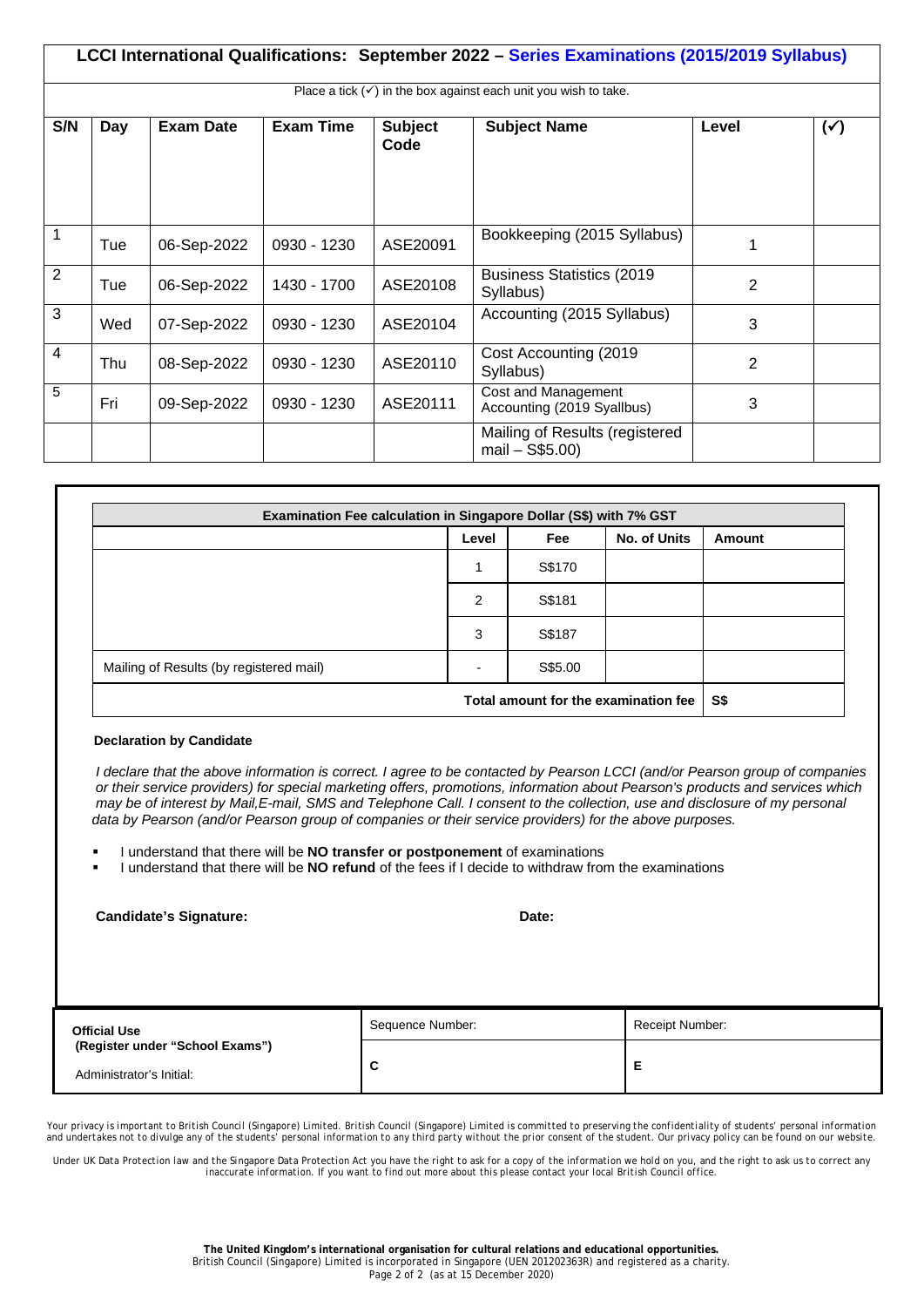## LCCI International Qualifications: September 2022 – Series Examinations (2015/2019 Syllabus)

Place a tick (✓) in the box against each unit you wish to take.

| S/N | Day | Exam Date | Exam Time | Subject Code | Subject Name | Level | (✓) |
|---|---|---|---|---|---|---|---|
| 1 | Tue | 06-Sep-2022 | 0930 - 1230 | ASE20091 | Bookkeeping (2015 Syllabus) | 1 | |
| 2 | Tue | 06-Sep-2022 | 1430 - 1700 | ASE20108 | Business Statistics (2019 Syllabus) | 2 | |
| 3 | Wed | 07-Sep-2022 | 0930 - 1230 | ASE20104 | Accounting (2015 Syllabus) | 3 | |
| 4 | Thu | 08-Sep-2022 | 0930 - 1230 | ASE20110 | Cost Accounting (2019 Syllabus) | 2 | |
| 5 | Fri | 09-Sep-2022 | 0930 - 1230 | ASE20111 | Cost and Management Accounting (2019 Syallbus) | 3 | |
| | | | | | Mailing of Results (registered mail – S$5.00) | | |

| Examination Fee calculation in Singapore Dollar (S$) with 7% GST | | | | |
|---|---|---|---|---|
| | Level | Fee | No. of Units | Amount |
| | 1 | S$170 | | |
| | 2 | S$181 | | |
| | 3 | S$187 | | |
| Mailing of Results (by registered mail) | - | S$5.00 | | |
| | | | Total amount for the examination fee | S$ |

**Declaration by Candidate**

*I declare that the above information is correct. I agree to be contacted by Pearson LCCI (and/or Pearson group of companies or their service providers) for special marketing offers, promotions, information about Pearson's products and services which may be of interest by Mail,E-mail, SMS and Telephone Call. I consent to the collection, use and disclosure of my personal data by Pearson (and/or Pearson group of companies or their service providers) for the above purposes.*

- I understand that there will be **NO transfer or postponement** of examinations
- I understand that there will be **NO refund** of the fees if I decide to withdraw from the examinations

**Candidate's Signature:** **Date:**

| **Official Use (Register under "School Exams")** | Sequence Number: | Receipt Number: |
|---|---|---|
| Administrator's Initial: | C | E |

Your privacy is important to British Council (Singapore) Limited. British Council (Singapore) Limited is committed to preserving the confidentiality of students' personal information and undertakes not to divulge any of the students' personal information to any third party without the prior consent of the student. Our privacy policy can be found on our website.

Under UK Data Protection law and the Singapore Data Protection Act you have the right to ask for a copy of the information we hold on you, and the right to ask us to correct any inaccurate information. If you want to find out more about this please contact your local British Council office.

**The United Kingdom's international organisation for cultural relations and educational opportunities.**
British Council (Singapore) Limited is incorporated in Singapore (UEN 201202363R) and registered as a charity.
(as at 15 December 2020)